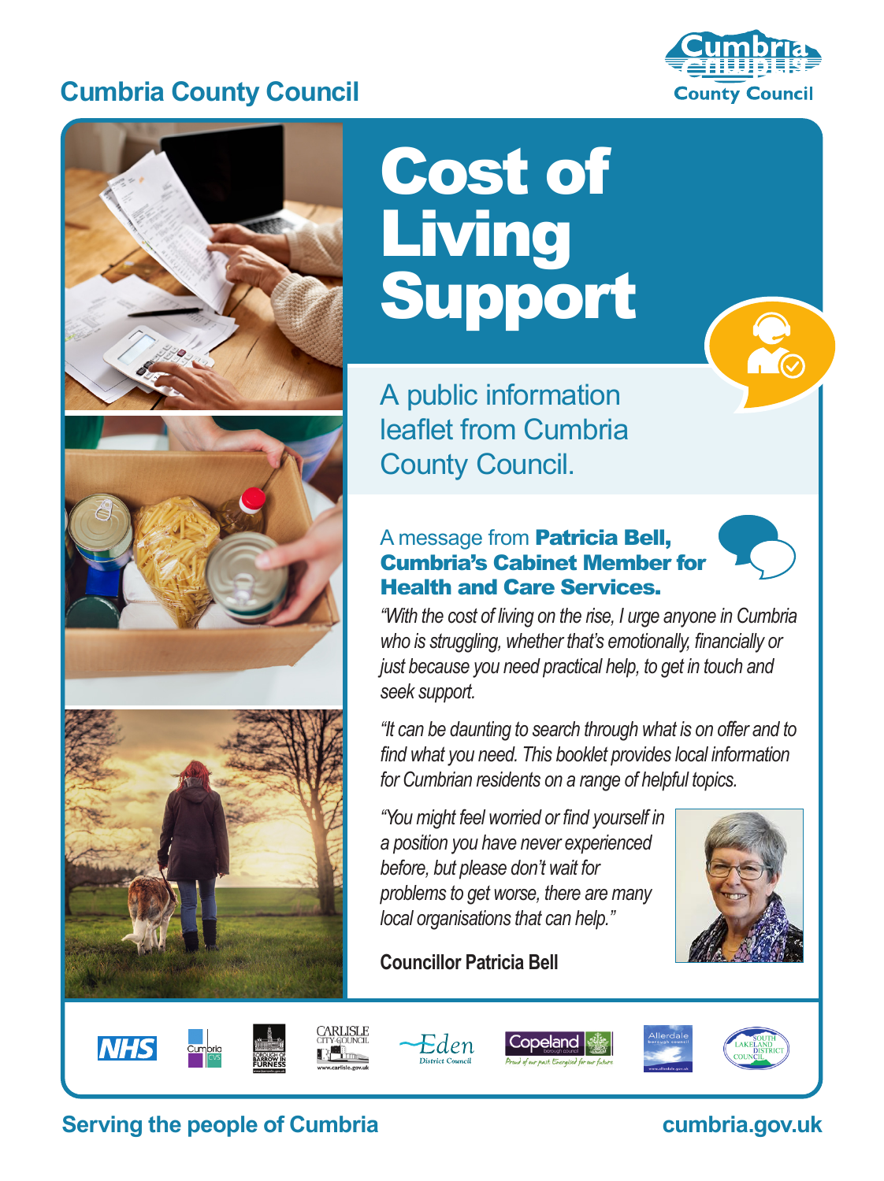Cumbria County Council

# Cost of Living Support

A public information leaflet from Cumbria County Council.

## A message from **Patricia Bell, Cumbria's Cabinet Member for Health and Care Services.**

*"With the cost of living on the rise, I urge anyone in Cumbria who is struggling, whether that's emotionally, financially or just because you need practical help, to get in touch and seek support.*

*"It can be daunting to search through what is on offer and to find what you need. This booklet provides local information for Cumbrian residents on a range of helpful topics.*

*"You might feel worried or find yourself in a position you have never experienced before, but please don't wait for problems to get worse, there are many local organisations that can help."*

**Councillor Patricia Bell**

Serving the people of Cumbria

cumbria.gov.uk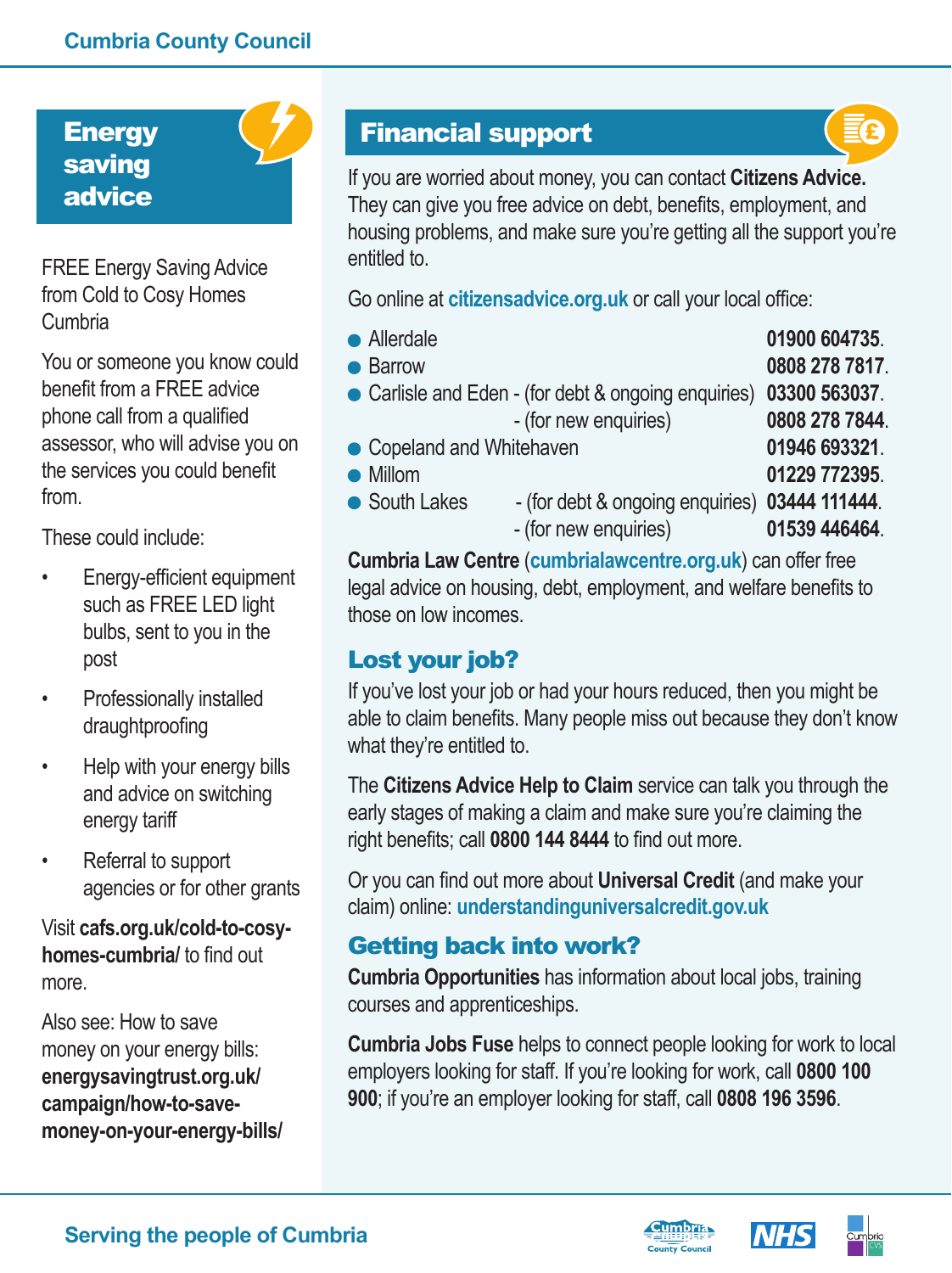## Energy saving advice

FREE Energy Saving Advice from Cold to Cosy Homes Cumbria

You or someone you know could benefit from a FREE advice phone call from a qualified assessor, who will advise you on the services you could benefit from.

These could include:

- Energy-efficient equipment such as FREE LED light bulbs, sent to you in the post
- Professionally installed draughtproofing
- Help with your energy bills and advice on switching energy tariff
- Referral to support agencies or for other grants

Visit **cafs.org.uk/cold-to-cosy-homes-cumbria/** to find out more.

Also see: How to save money on your energy bills: **energysavingtrust.org.uk/campaign/how-to-save-money-on-your-energy-bills/**

## Financial support

If you are worried about money, you can contact **Citizens Advice.** They can give you free advice on debt, benefits, employment, and housing problems, and make sure you're getting all the support you're entitled to.

Go online at **citizensadvice.org.uk** or call your local office:

| Office | | Number |
|---|---|---|
| Allerdale | | **01900 604735**. |
| Barrow | | **0808 278 7817**. |
| Carlisle and Eden | - (for debt & ongoing enquiries) | **03300 563037**. |
| | - (for new enquiries) | **0808 278 7844**. |
| Copeland and Whitehaven | | **01946 693321**. |
| Millom | | **01229 772395**. |
| South Lakes | - (for debt & ongoing enquiries) | **03444 111444**. |
| | - (for new enquiries) | **01539 446464**. |

**Cumbria Law Centre** (**cumbrialawcentre.org.uk**) can offer free legal advice on housing, debt, employment, and welfare benefits to those on low incomes.

### Lost your job?

If you've lost your job or had your hours reduced, then you might be able to claim benefits. Many people miss out because they don't know what they're entitled to.

The **Citizens Advice Help to Claim** service can talk you through the early stages of making a claim and make sure you're claiming the right benefits; call **0800 144 8444** to find out more.

Or you can find out more about **Universal Credit** (and make your claim) online: **understandinguniversalcredit.gov.uk**

### Getting back into work?

**Cumbria Opportunities** has information about local jobs, training courses and apprenticeships.

**Cumbria Jobs Fuse** helps to connect people looking for work to local employers looking for staff. If you're looking for work, call **0800 100 900**; if you're an employer looking for staff, call **0808 196 3596**.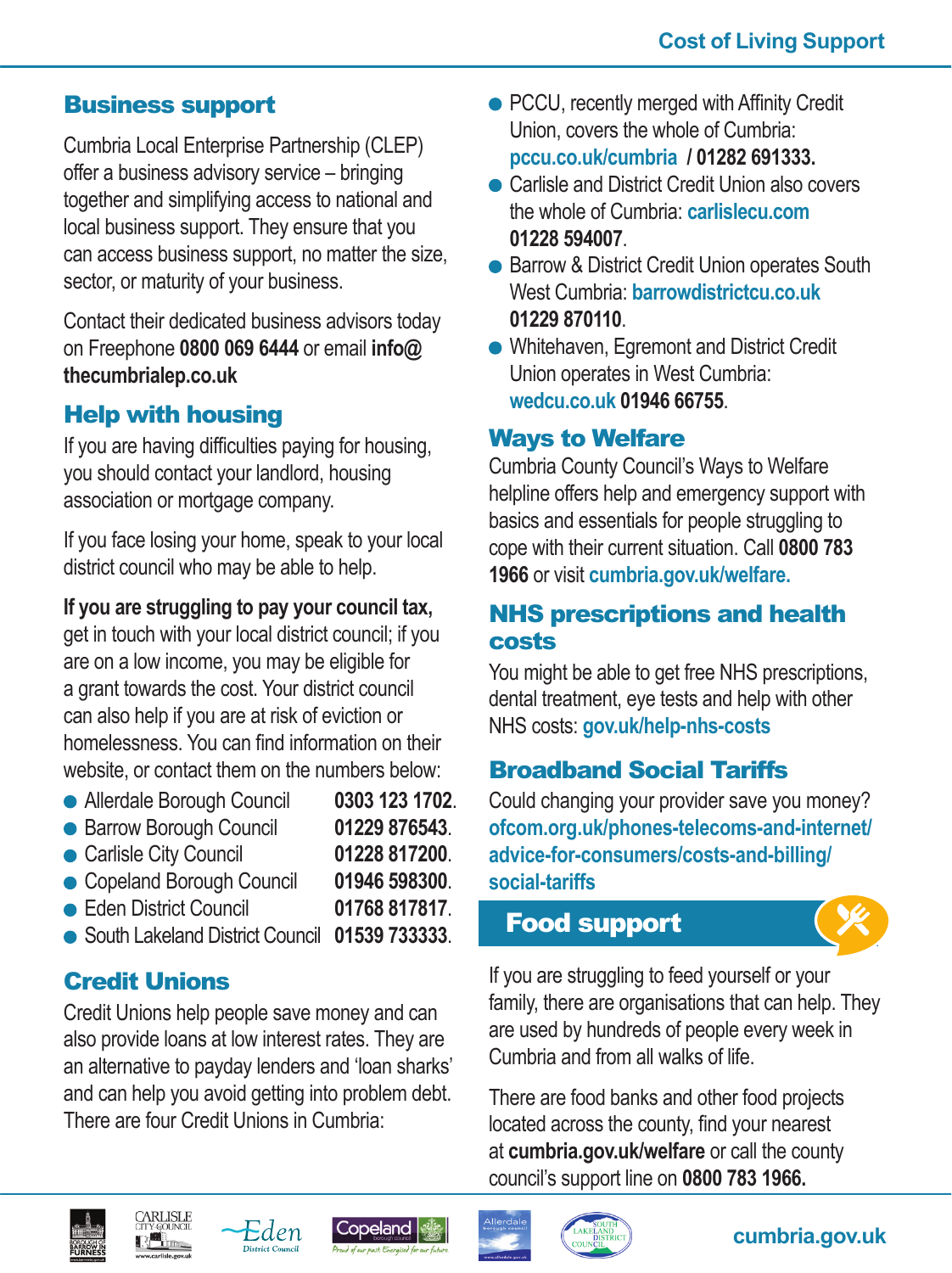## Business support

Cumbria Local Enterprise Partnership (CLEP) offer a business advisory service – bringing together and simplifying access to national and local business support. They ensure that you can access business support, no matter the size, sector, or maturity of your business.

Contact their dedicated business advisors today on Freephone **0800 069 6444** or email **info@thecumbrialep.co.uk**

## Help with housing

If you are having difficulties paying for housing, you should contact your landlord, housing association or mortgage company.

If you face losing your home, speak to your local district council who may be able to help.

**If you are struggling to pay your council tax,** get in touch with your local district council; if you are on a low income, you may be eligible for a grant towards the cost. Your district council can also help if you are at risk of eviction or homelessness. You can find information on their website, or contact them on the numbers below:

- Allerdale Borough Council **0303 123 1702**.
- Barrow Borough Council **01229 876543**.
- Carlisle City Council **01228 817200**.
- Copeland Borough Council **01946 598300**.
- Eden District Council **01768 817817**.
- South Lakeland District Council **01539 733333**.

## Credit Unions

Credit Unions help people save money and can also provide loans at low interest rates. They are an alternative to payday lenders and 'loan sharks' and can help you avoid getting into problem debt. There are four Credit Unions in Cumbria:

- PCCU, recently merged with Affinity Credit Union, covers the whole of Cumbria: pccu.co.uk/cumbria **/ 01282 691333.**
- Carlisle and District Credit Union also covers the whole of Cumbria: carlislecu.com **01228 594007**.
- Barrow & District Credit Union operates South West Cumbria: barrowdistrictcu.co.uk **01229 870110**.
- Whitehaven, Egremont and District Credit Union operates in West Cumbria: wedcu.co.uk **01946 66755**.

## Ways to Welfare

Cumbria County Council's Ways to Welfare helpline offers help and emergency support with basics and essentials for people struggling to cope with their current situation. Call **0800 783 1966** or visit cumbria.gov.uk/welfare.

## NHS prescriptions and health costs

You might be able to get free NHS prescriptions, dental treatment, eye tests and help with other NHS costs: gov.uk/help-nhs-costs

## Broadband Social Tariffs

Could changing your provider save you money? ofcom.org.uk/phones-telecoms-and-internet/advice-for-consumers/costs-and-billing/social-tariffs

## Food support

If you are struggling to feed yourself or your family, there are organisations that can help. They are used by hundreds of people every week in Cumbria and from all walks of life.

There are food banks and other food projects located across the county, find your nearest at **cumbria.gov.uk/welfare** or call the county council's support line on **0800 783 1966.**

cumbria.gov.uk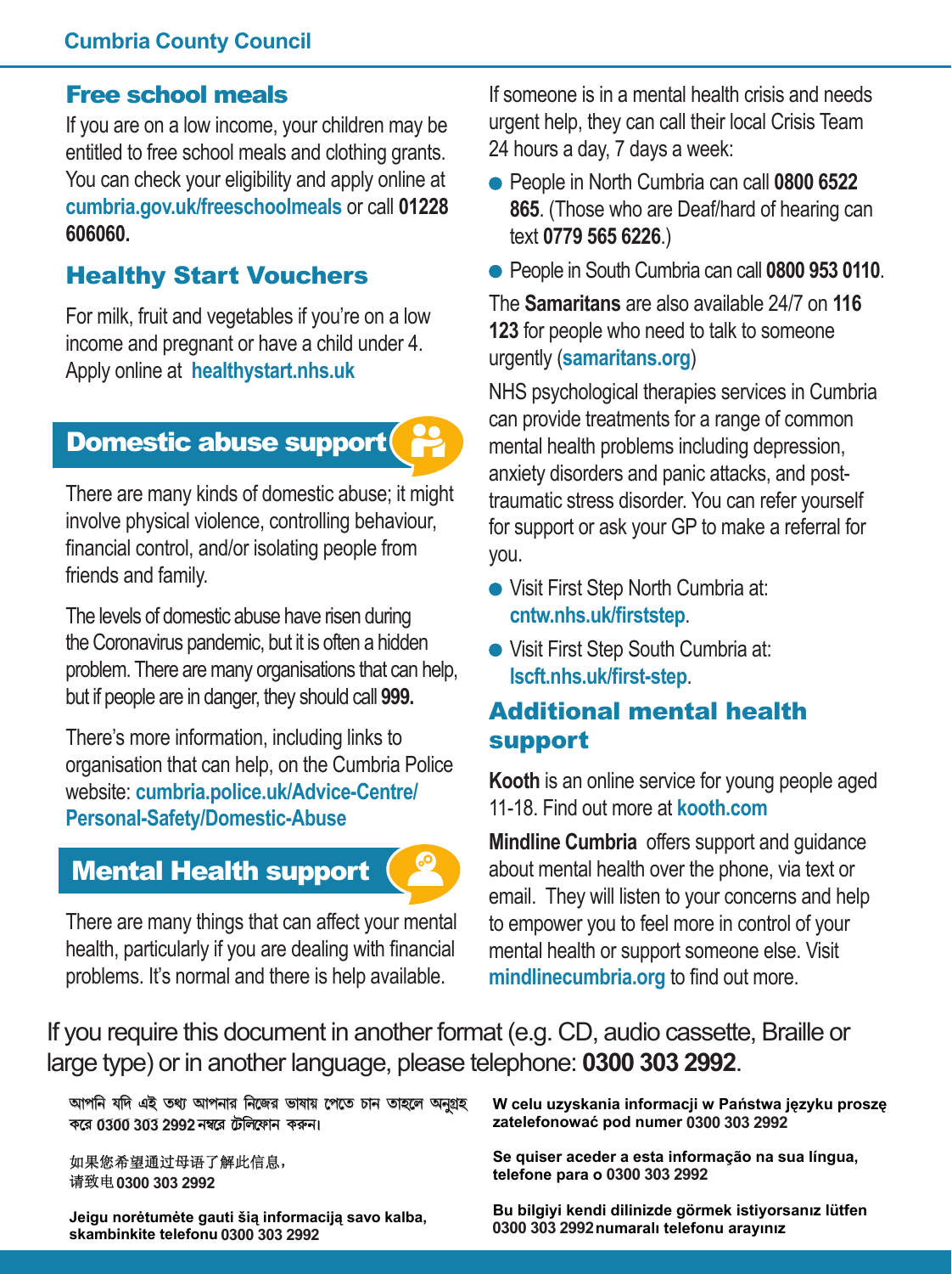## Free school meals

If you are on a low income, your children may be entitled to free school meals and clothing grants. You can check your eligibility and apply online at **cumbria.gov.uk/freeschoolmeals** or call **01228 606060.**

## Healthy Start Vouchers

For milk, fruit and vegetables if you're on a low income and pregnant or have a child under 4. Apply online at **healthystart.nhs.uk**

## Domestic abuse support

There are many kinds of domestic abuse; it might involve physical violence, controlling behaviour, financial control, and/or isolating people from friends and family.

The levels of domestic abuse have risen during the Coronavirus pandemic, but it is often a hidden problem. There are many organisations that can help, but if people are in danger, they should call **999.**

There's more information, including links to organisation that can help, on the Cumbria Police website: **cumbria.police.uk/Advice-Centre/Personal-Safety/Domestic-Abuse**

## Mental Health support

There are many things that can affect your mental health, particularly if you are dealing with financial problems. It's normal and there is help available.

If someone is in a mental health crisis and needs urgent help, they can call their local Crisis Team 24 hours a day, 7 days a week:

- People in North Cumbria can call **0800 6522 865**. (Those who are Deaf/hard of hearing can text **0779 565 6226**.)
- People in South Cumbria can call **0800 953 0110**.

The **Samaritans** are also available 24/7 on **116 123** for people who need to talk to someone urgently (**samaritans.org**)

NHS psychological therapies services in Cumbria can provide treatments for a range of common mental health problems including depression, anxiety disorders and panic attacks, and post-traumatic stress disorder. You can refer yourself for support or ask your GP to make a referral for you.

- Visit First Step North Cumbria at: **cntw.nhs.uk/firststep**.
- Visit First Step South Cumbria at: **lscft.nhs.uk/first-step**.

## Additional mental health support

**Kooth** is an online service for young people aged 11-18. Find out more at **kooth.com**

**Mindline Cumbria** offers support and guidance about mental health over the phone, via text or email. They will listen to your concerns and help to empower you to feel more in control of your mental health or support someone else. Visit **mindlinecumbria.org** to find out more.

If you require this document in another format (e.g. CD, audio cassette, Braille or large type) or in another language, please telephone: **0300 303 2992**.

**আপনি যদি এই তথ্য আপনার নিজের ভাষায় পেতে চান তাহলে অনুগ্রহ করে 0300 303 2992 নম্বরে টেলিফোন করুন।**

**如果您希望通过母语了解此信息，请致电 0300 303 2992**

**Jeigu norėtumėte gauti šią informaciją savo kalba, skambinkite telefonu 0300 303 2992**

**W celu uzyskania informacji w Państwa języku proszę zatelefonować pod numer 0300 303 2992**

**Se quiser aceder a esta informação na sua língua, telefone para o 0300 303 2992**

**Bu bilgiyi kendi dilinizde görmek istiyorsanız lütfen 0300 303 2992 numaralı telefonu arayınız**